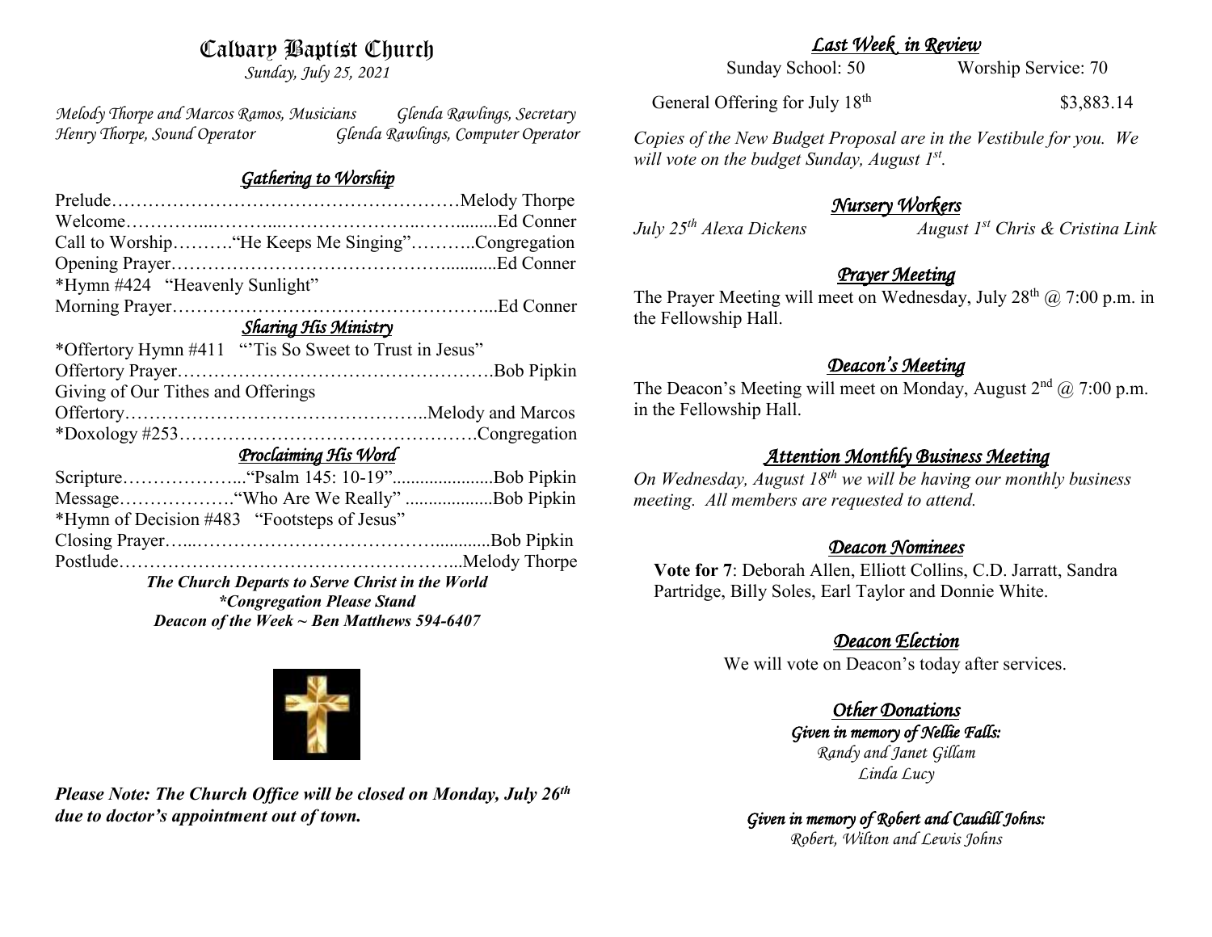# Calvary Baptist Church

*Sunday, July 25, 2021*

*Melody Thorpe and Marcos Ramos, Musicians* — *Glenda Rawlings, Secretary*
*Henry Thorpe, Sound Operator* — *Glenda Rawlings, Computer Operator*

## *Gathering to Worship*

Prelude……………………………………………………Melody Thorpe
Welcome…………...………...…………………..……........Ed Conner
Call to Worship……….“He Keeps Me Singing”………..Congregation
Opening Prayer……………………………………….........Ed Conner
*Hymn #424 “Heavenly Sunlight”
Morning Prayer……………………………………………...Ed Conner

## *Sharing His Ministry*

*Offertory Hymn #411 “'Tis So Sweet to Trust in Jesus”
Offertory Prayer…………………………………………….Bob Pipkin
Giving of Our Tithes and Offerings
Offertory…………………………………………..Melody and Marcos
*Doxology #253………………………………………….Congregation

## *Proclaiming His Word*

Scripture………………...“Psalm 145: 10-19”......................Bob Pipkin
Message……………….“Who Are We Really” ...................Bob Pipkin
*Hymn of Decision #483 “Footsteps of Jesus”
Closing Prayer…...………………………………….............Bob Pipkin
Postlude………………………………………………...Melody Thorpe

***The Church Departs to Serve Christ in the World***
****Congregation Please Stand***
***Deacon of the Week ~ Ben Matthews 594-6407***

***Please Note: The Church Office will be closed on Monday, July 26th due to doctor's appointment out of town.***

## *Last Week in Review*

Sunday School: 50 — Worship Service: 70

General Offering for July 18th — $3,883.14

*Copies of the New Budget Proposal are in the Vestibule for you. We will vote on the budget Sunday, August 1st.*

## *Nursery Workers*

*July 25th Alexa Dickens* — *August 1st Chris & Cristina Link*

## *Prayer Meeting*

The Prayer Meeting will meet on Wednesday, July 28th @ 7:00 p.m. in the Fellowship Hall.

## *Deacon's Meeting*

The Deacon's Meeting will meet on Monday, August 2nd @ 7:00 p.m. in the Fellowship Hall.

## *Attention Monthly Business Meeting*

*On Wednesday, August 18th we will be having our monthly business meeting. All members are requested to attend.*

## *Deacon Nominees*

**Vote for 7**: Deborah Allen, Elliott Collins, C.D. Jarratt, Sandra Partridge, Billy Soles, Earl Taylor and Donnie White.

## *Deacon Election*

We will vote on Deacon's today after services.

## *Other Donations*

***Given in memory of Nellie Falls:***
*Randy and Janet Gillam*
*Linda Lucy*

***Given in memory of Robert and Caudill Johns:***
*Robert, Wilton and Lewis Johns*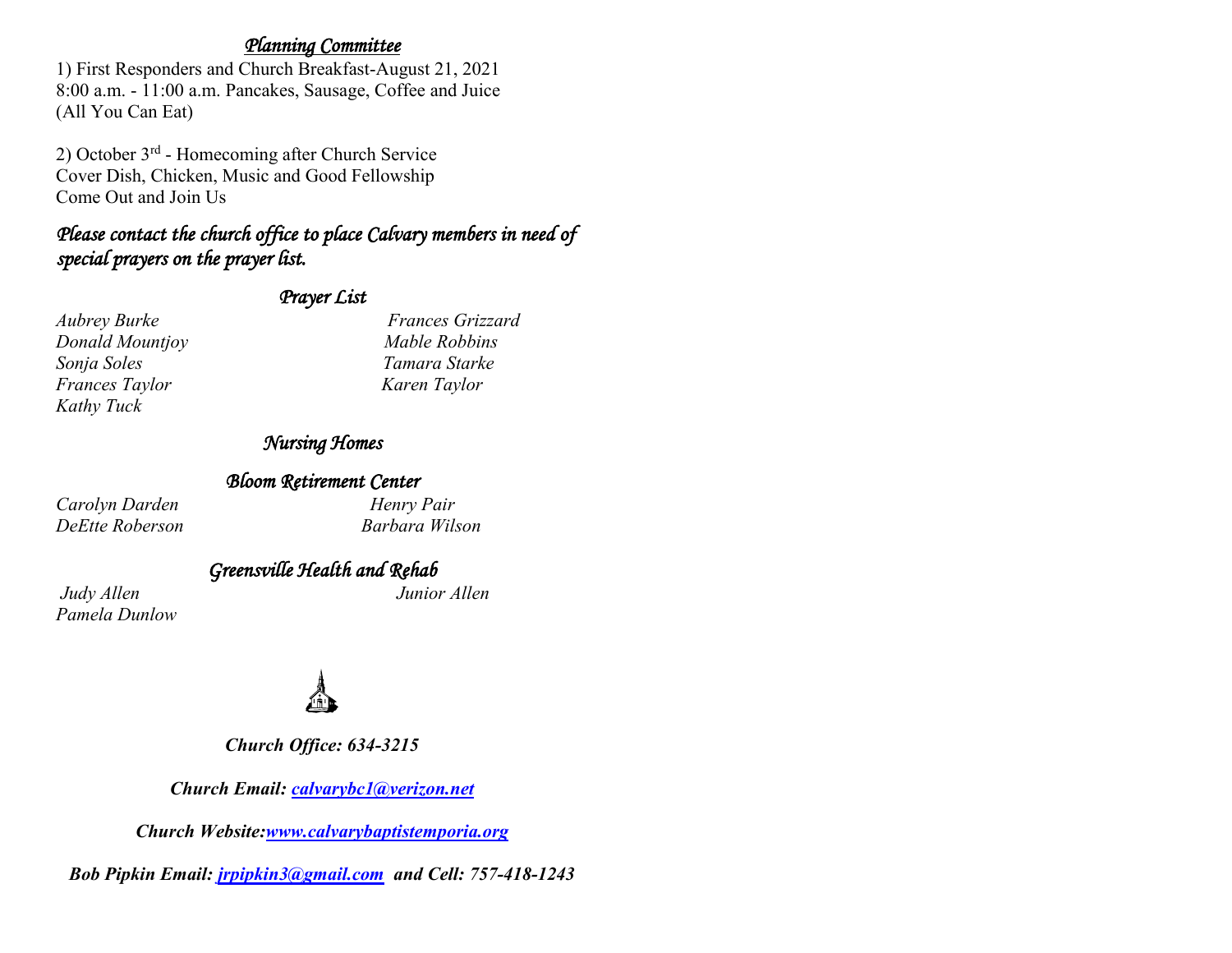## *Planning Committee*

1) First Responders and Church Breakfast-August 21, 2021
8:00 a.m. - 11:00 a.m. Pancakes, Sausage, Coffee and Juice
(All You Can Eat)

2) October 3rd - Homecoming after Church Service
Cover Dish, Chicken, Music and Good Fellowship
Come Out and Join Us

***Please contact the church office to place Calvary members in need of special prayers on the prayer list.***

### *Prayer List*

| | |
|---|---|
| *Aubrey Burke* | *Frances Grizzard* |
| *Donald Mountjoy* | *Mable Robbins* |
| *Sonja Soles* | *Tamara Starke* |
| *Frances Taylor* | *Karen Taylor* |
| *Kathy Tuck* | |

### *Nursing Homes*

#### *Bloom Retirement Center*

| | |
|---|---|
| *Carolyn Darden* | *Henry Pair* |
| *DeEtte Roberson* | *Barbara Wilson* |

#### *Greensville Health and Rehab*

| | |
|---|---|
| *Judy Allen* | *Junior Allen* |
| *Pamela Dunlow* | |

***Church Office: 634-3215***

***Church Email: calvarybc1@verizon.net***

***Church Website:www.calvarybaptistemporia.org***

***Bob Pipkin Email: jrpipkin3@gmail.com and Cell: 757-418-1243***